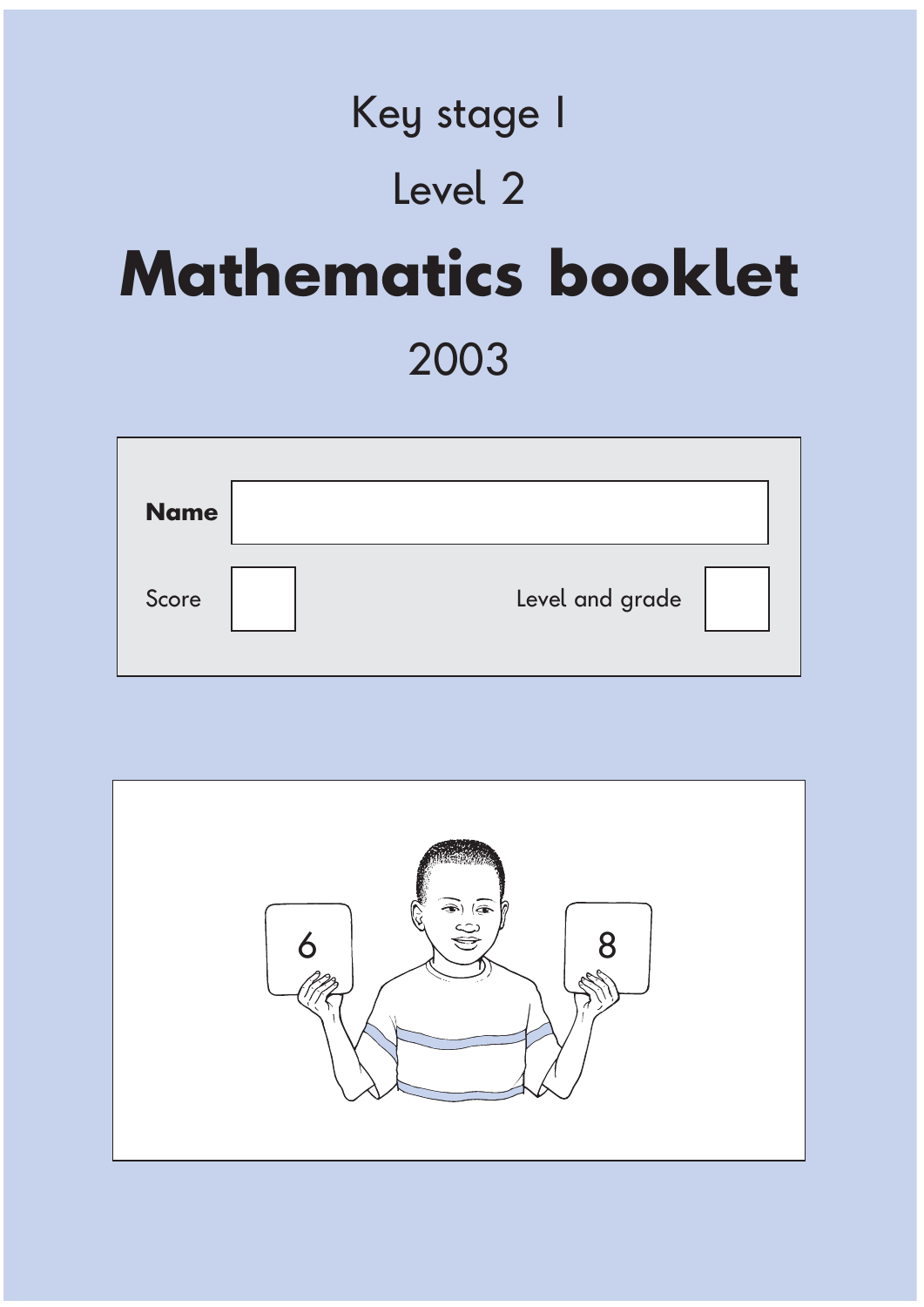Key stage 1

Level 2

# Mathematics booklet

2003

**Name**

Score

Level and grade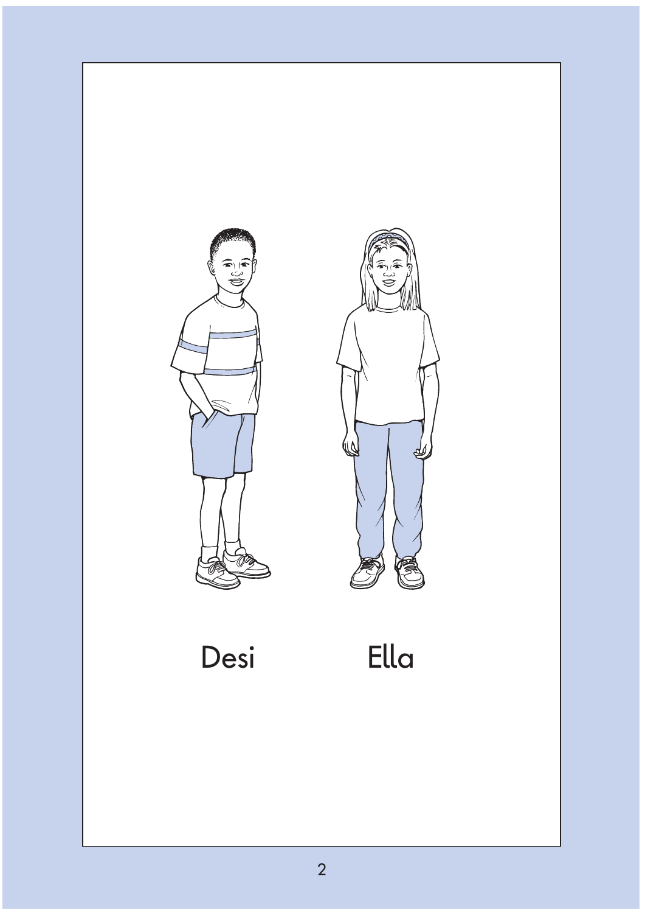Desi Ella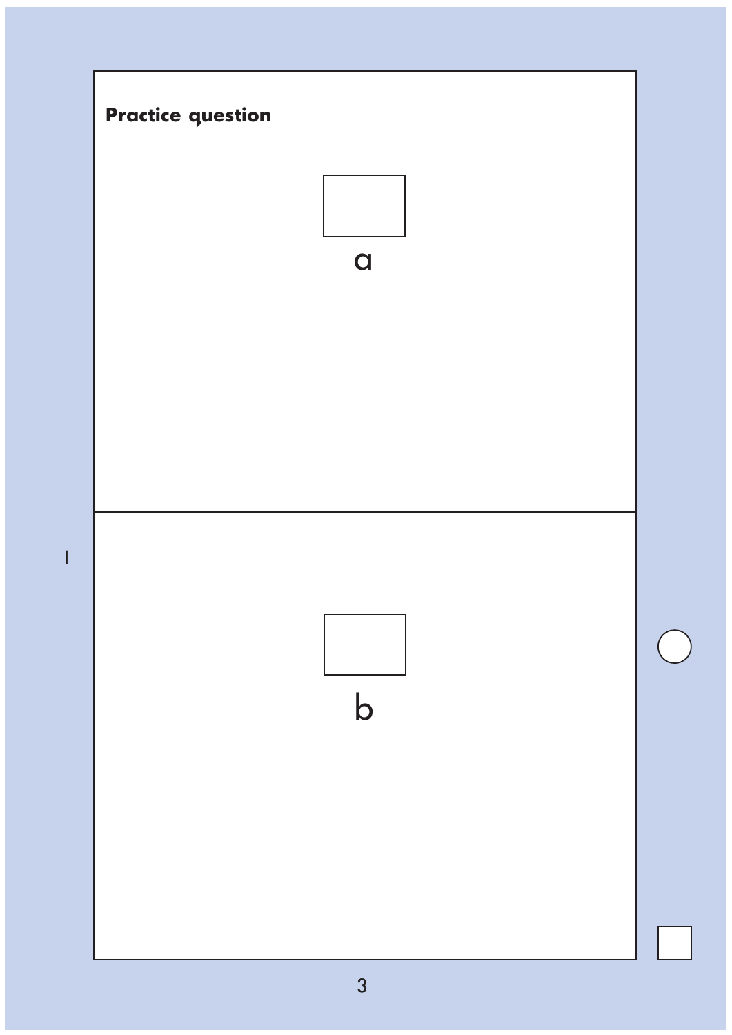**Practice question**

a

b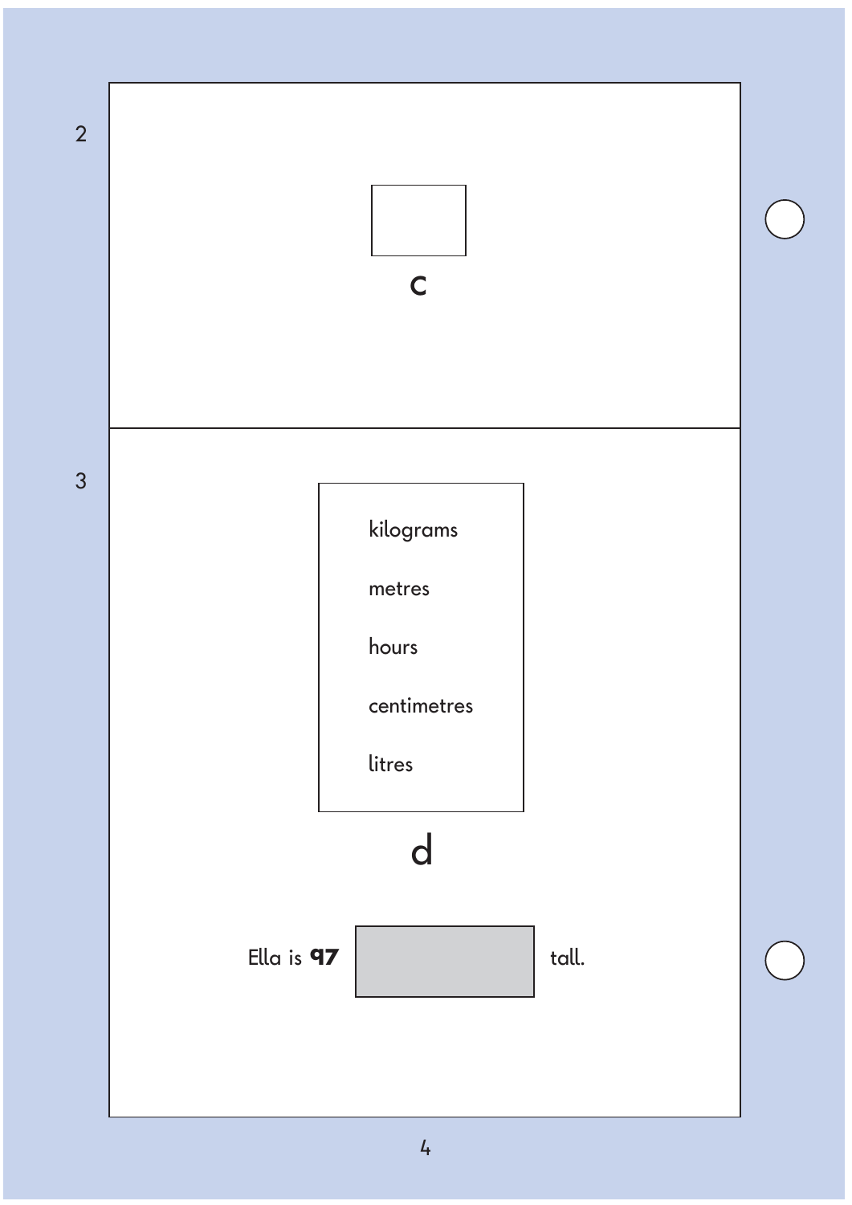2

c

3

kilograms

metres

hours

centimetres

litres

d

Ella is **97** [ ] tall.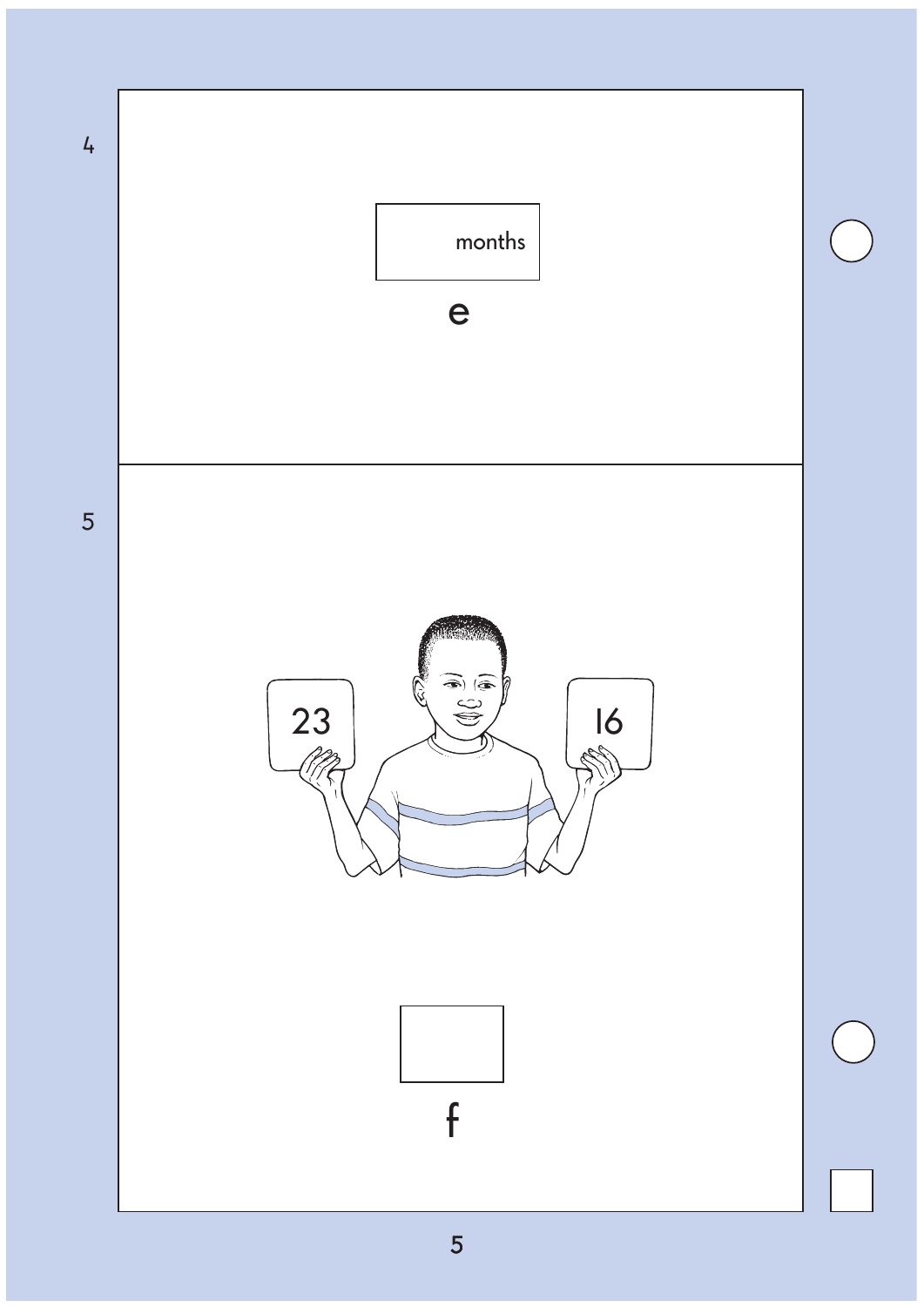4

months

e

5

23

16

f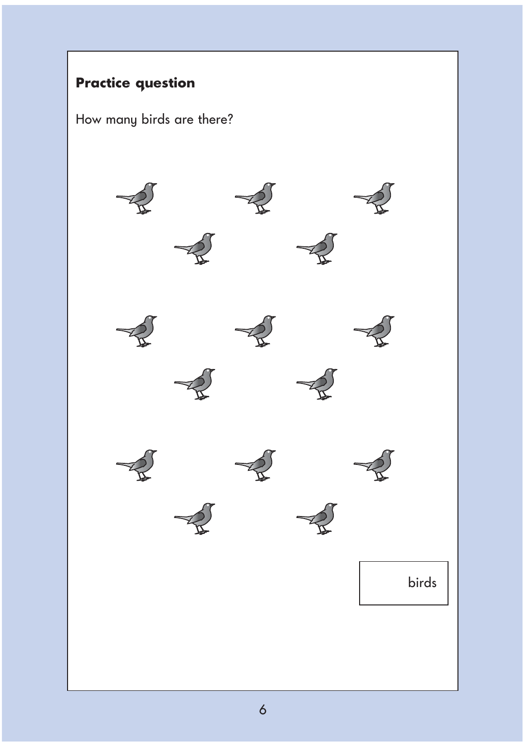**Practice question**

How many birds are there?

birds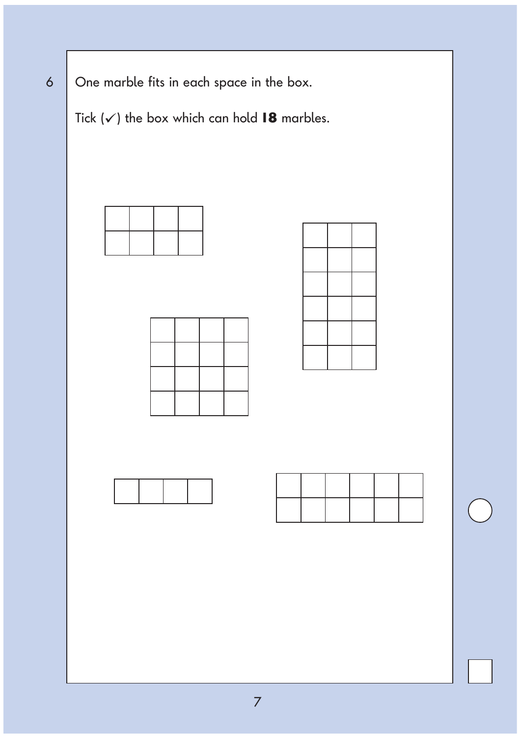6 One marble fits in each space in the box.

Tick (✓) the box which can hold **18** marbles.

| | | | |
|---|---|---|---|
| | | | |
| | | | |

| | | |
|---|---|---|
| | | |
| | | |
| | | |
| | | |
| | | |
| | | |

| | | | |
|---|---|---|---|
| | | | |
| | | | |
| | | | |
| | | | |

| | | | |
|---|---|---|---|
| | | | |

| | | | | | |
|---|---|---|---|---|---|
| | | | | | |
| | | | | | |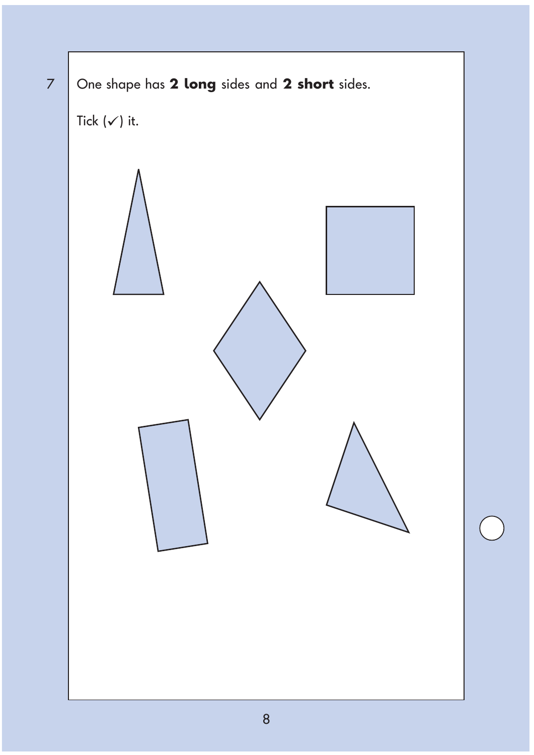7 One shape has **2 long** sides and **2 short** sides.

Tick (✓) it.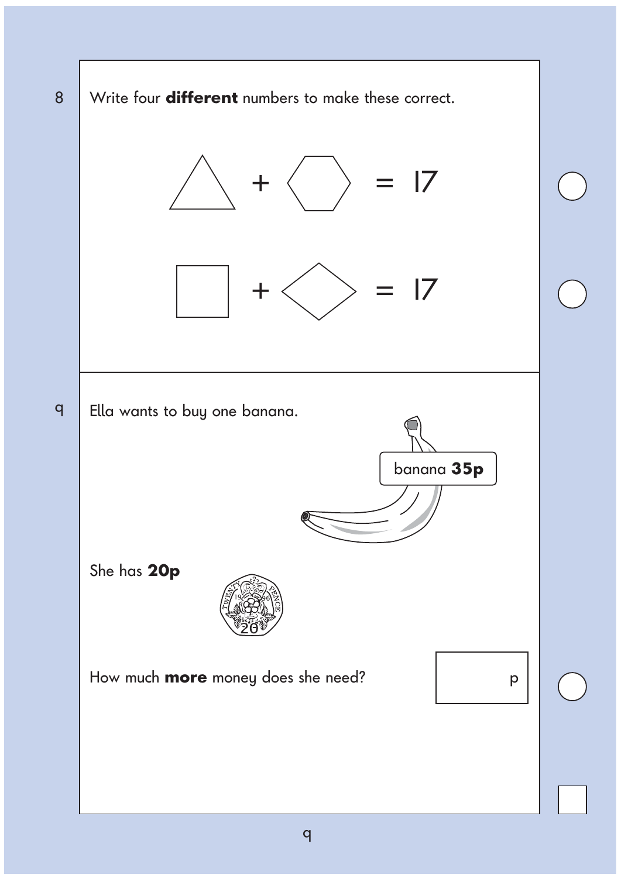8 Write four **different** numbers to make these correct.

△ + ⬡ = 17

□ + ◇ = 17

9 Ella wants to buy one banana.

banana **35p**

She has **20p**

How much **more** money does she need? ______ p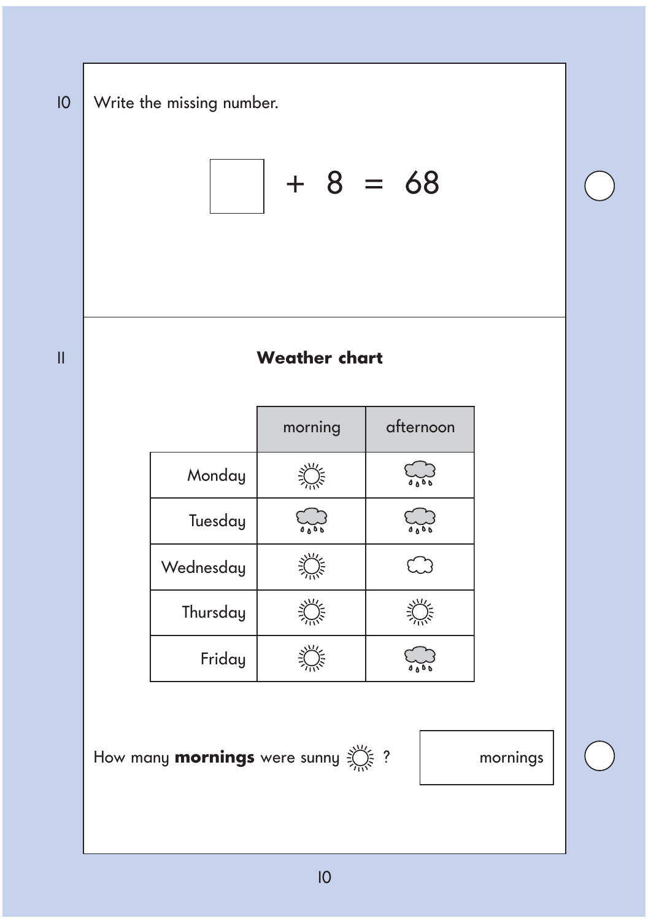10 Write the missing number.

$$\square + 8 = 68$$

11

**Weather chart**

| | morning | afternoon |
|---|---|---|
| Monday | ☼ | rain |
| Tuesday | rain | rain |
| Wednesday | ☼ | cloud |
| Thursday | ☼ | ☼ |
| Friday | ☼ | rain |

How many **mornings** were sunny ☼ ?

☐ mornings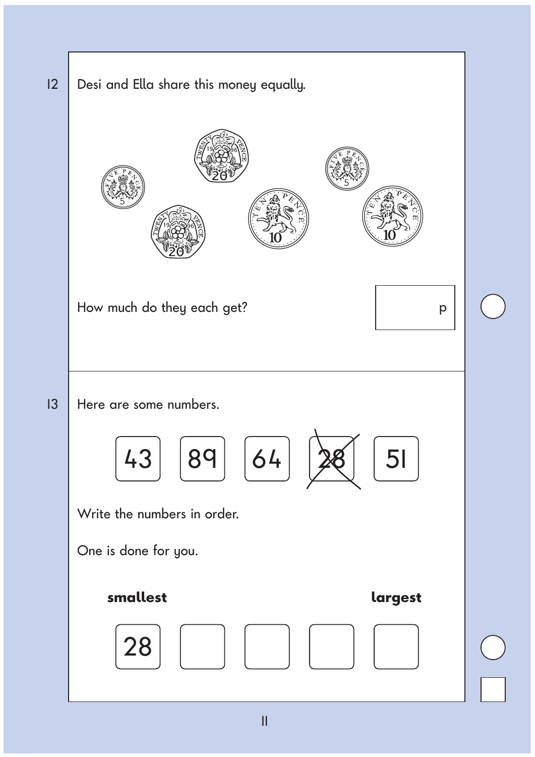12 Desi and Ella share this money equally.

How much do they each get?

p

---

13 Here are some numbers.

| 43 | 89 | 64 | ~~28~~ | 51 |
|---|---|---|---|---|

Write the numbers in order.

One is done for you.

**smallest** **largest**

| 28 | | | | |
|---|---|---|---|---|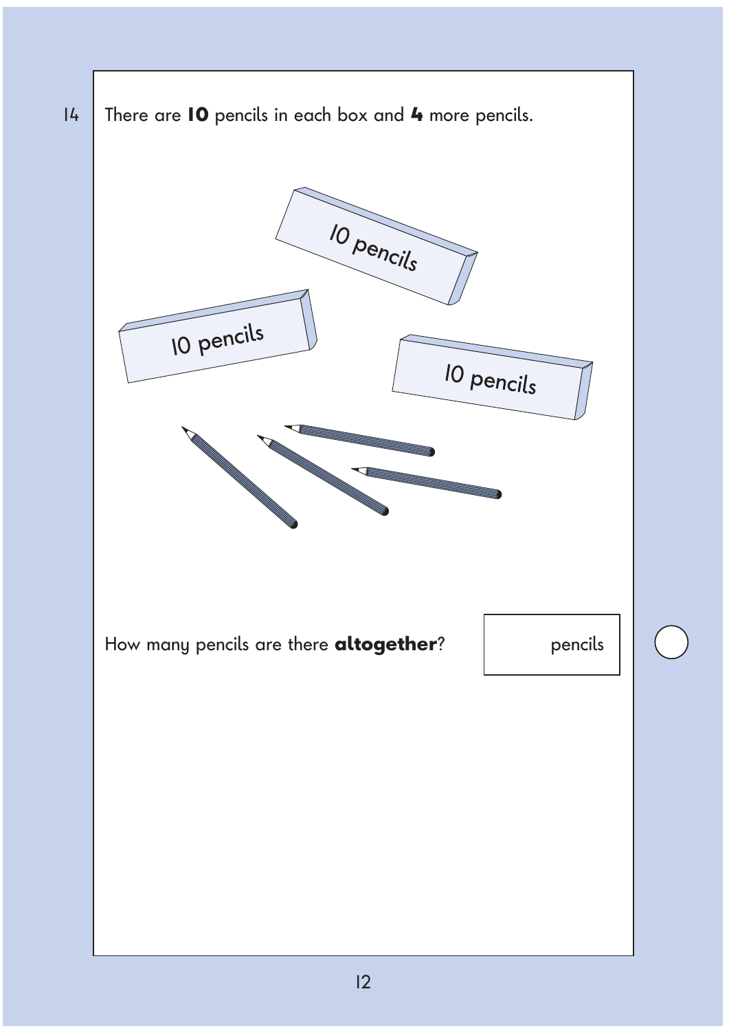14 There are **10** pencils in each box and **4** more pencils.

10 pencils

10 pencils

10 pencils

How many pencils are there **altogether**? pencils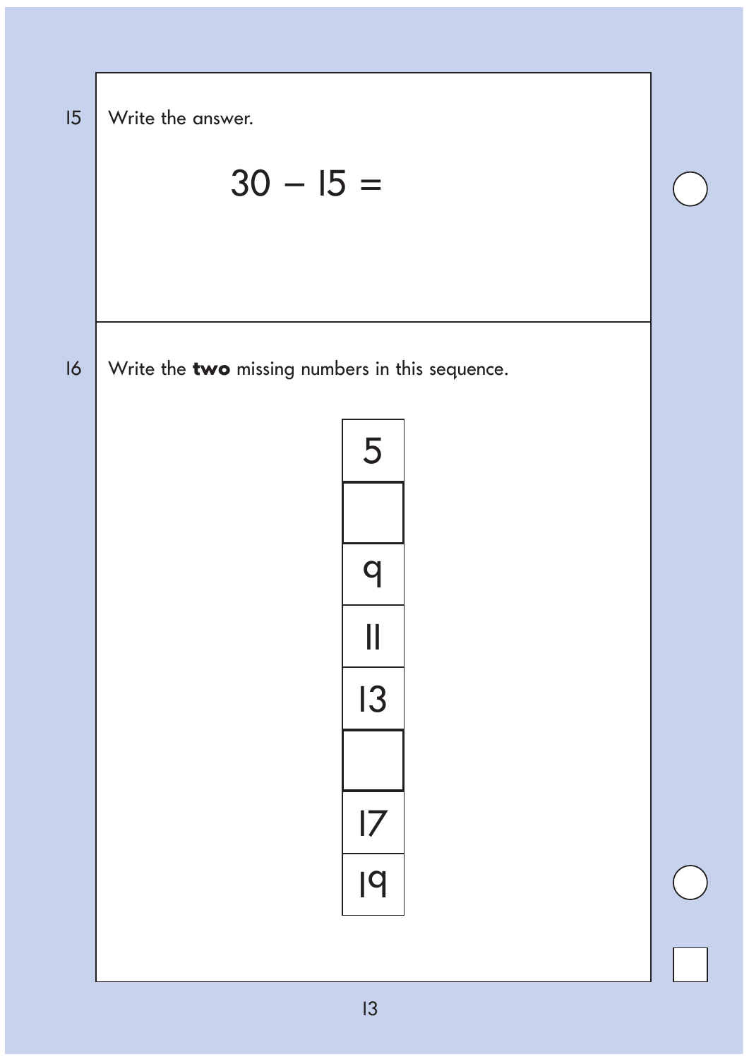15 Write the answer.

$$30 - 15 =$$

16 Write the **two** missing numbers in this sequence.

| 5 |
| --- |
| |
| 9 |
| 11 |
| 13 |
| |
| 17 |
| 19 |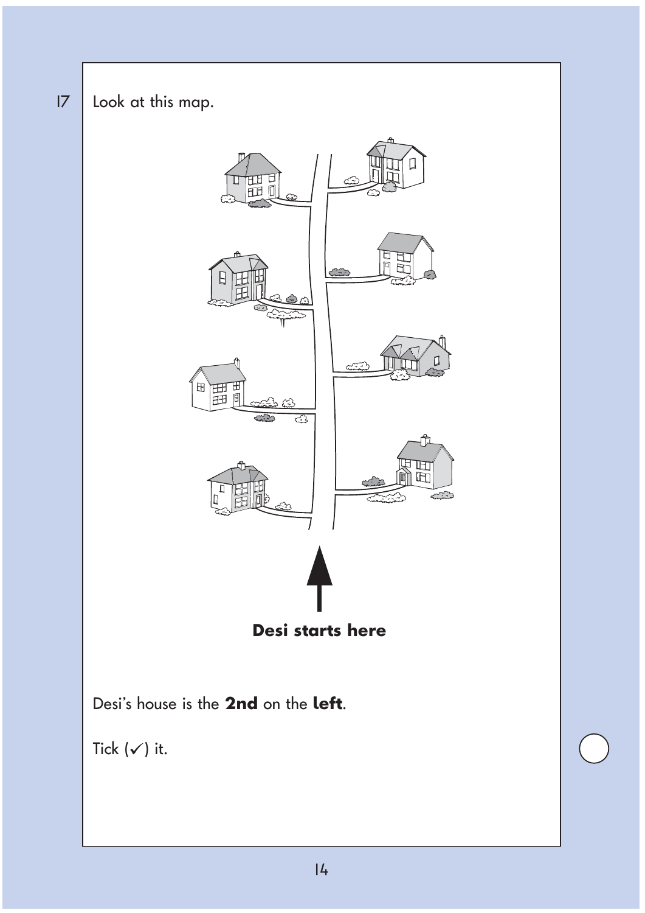17 Look at this map.

**Desi starts here**

Desi's house is the **2nd** on the **left**.

Tick (✓) it.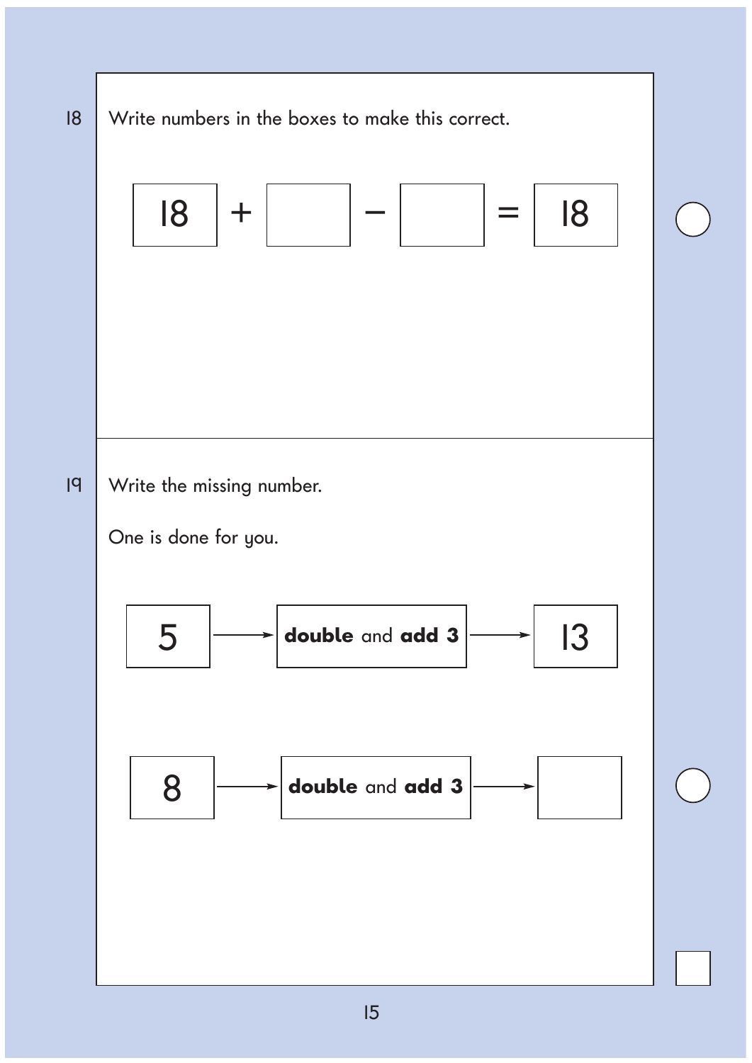18 Write numbers in the boxes to make this correct.

$$18 + \square - \square = 18$$

19 Write the missing number.

One is done for you.

| 5 | → | **double** and **add 3** | → | 13 |
|---|---|---|---|---|
| 8 | → | **double** and **add 3** | → | |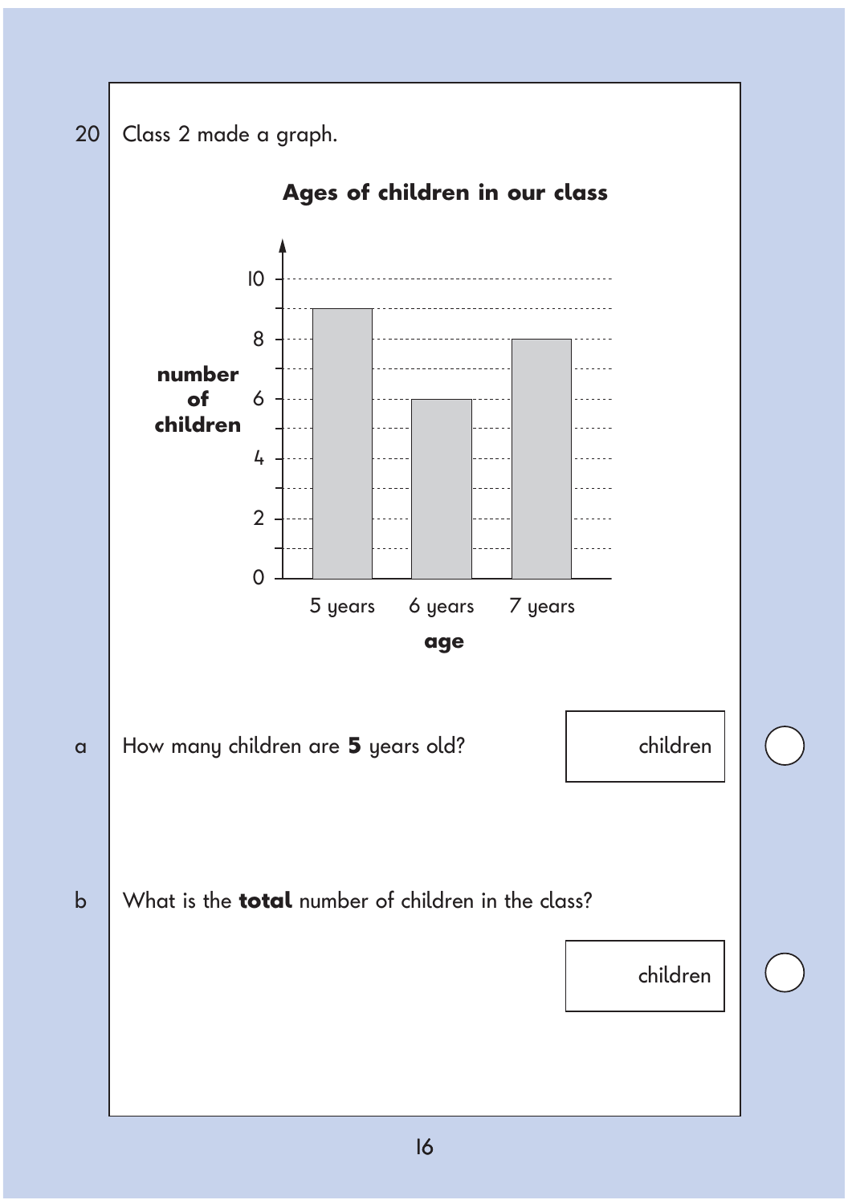20 Class 2 made a graph.

**Ages of children in our class**

| age | number of children |
|---|---|
| 5 years | 9 |
| 6 years | 6 |
| 7 years | 8 |

a How many children are **5** years old?

children

b What is the **total** number of children in the class?

children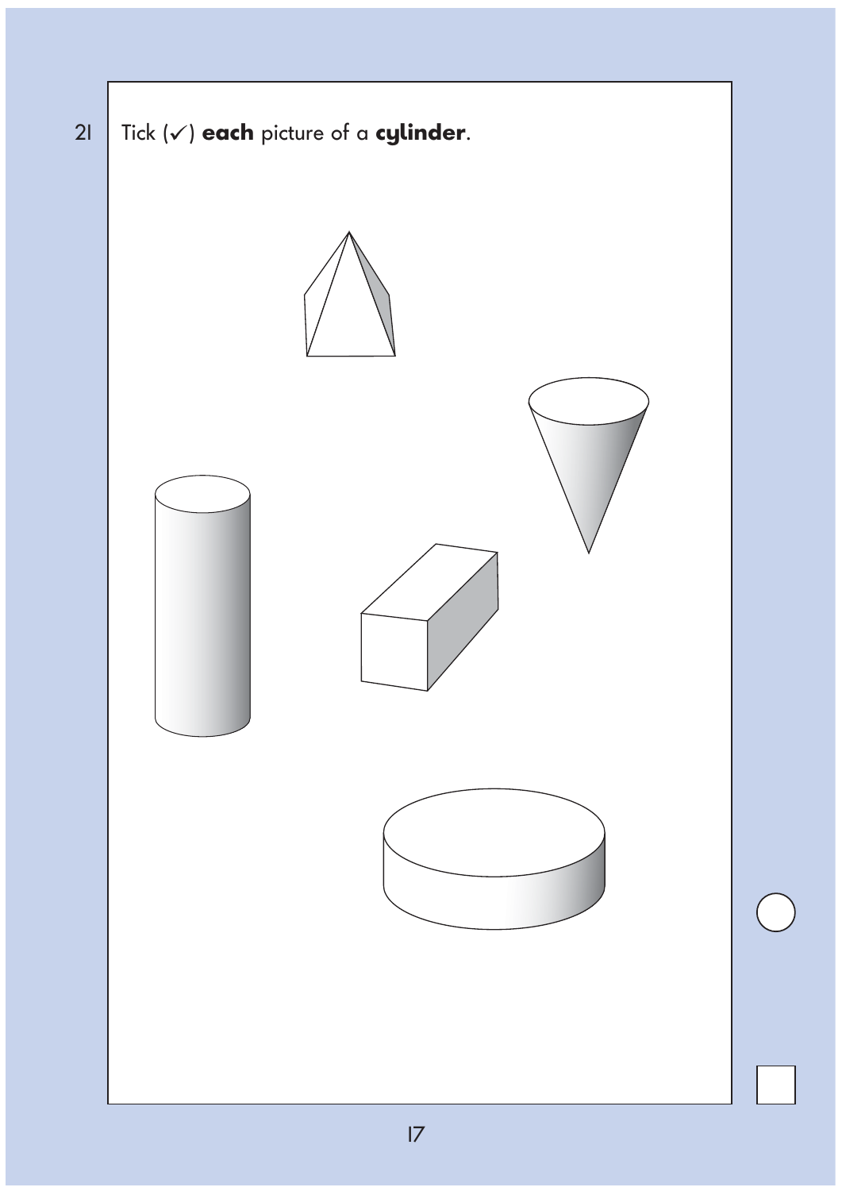21 Tick (✓) **each** picture of a **cylinder**.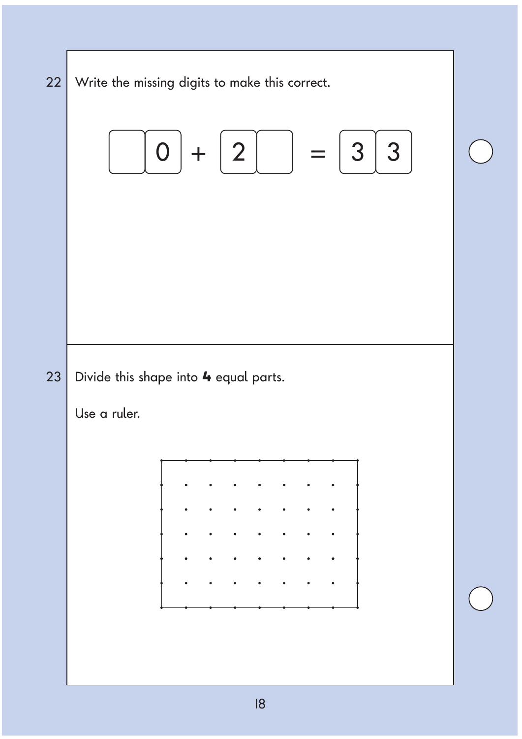22 Write the missing digits to make this correct.

$$\square 0 + 2 \square = 33$$

23 Divide this shape into **4** equal parts.

Use a ruler.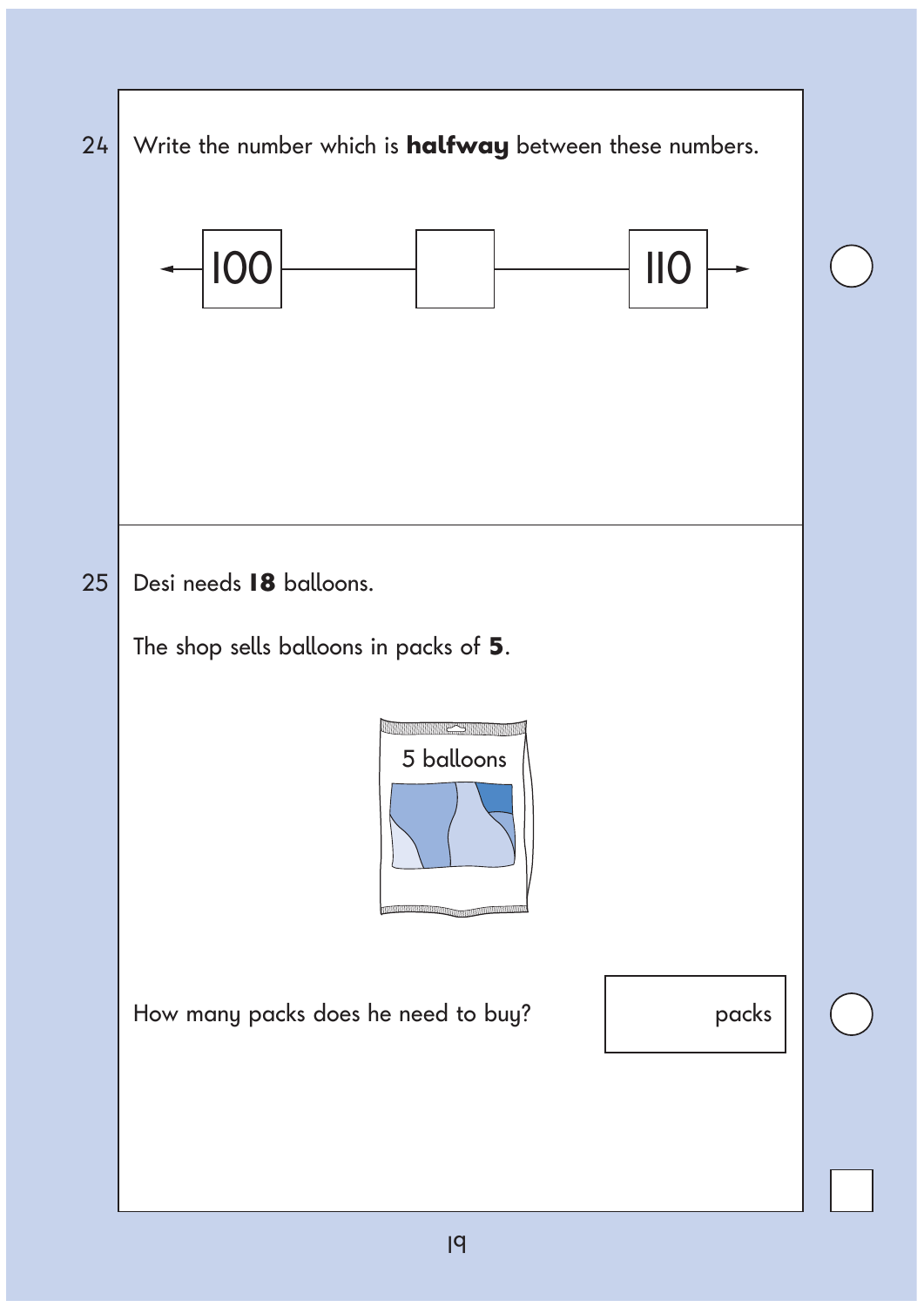24 Write the number which is **halfway** between these numbers.

100 ——— [ ] ——— 110

25 Desi needs **18** balloons.

The shop sells balloons in packs of **5**.

5 balloons

How many packs does he need to buy? [ ] packs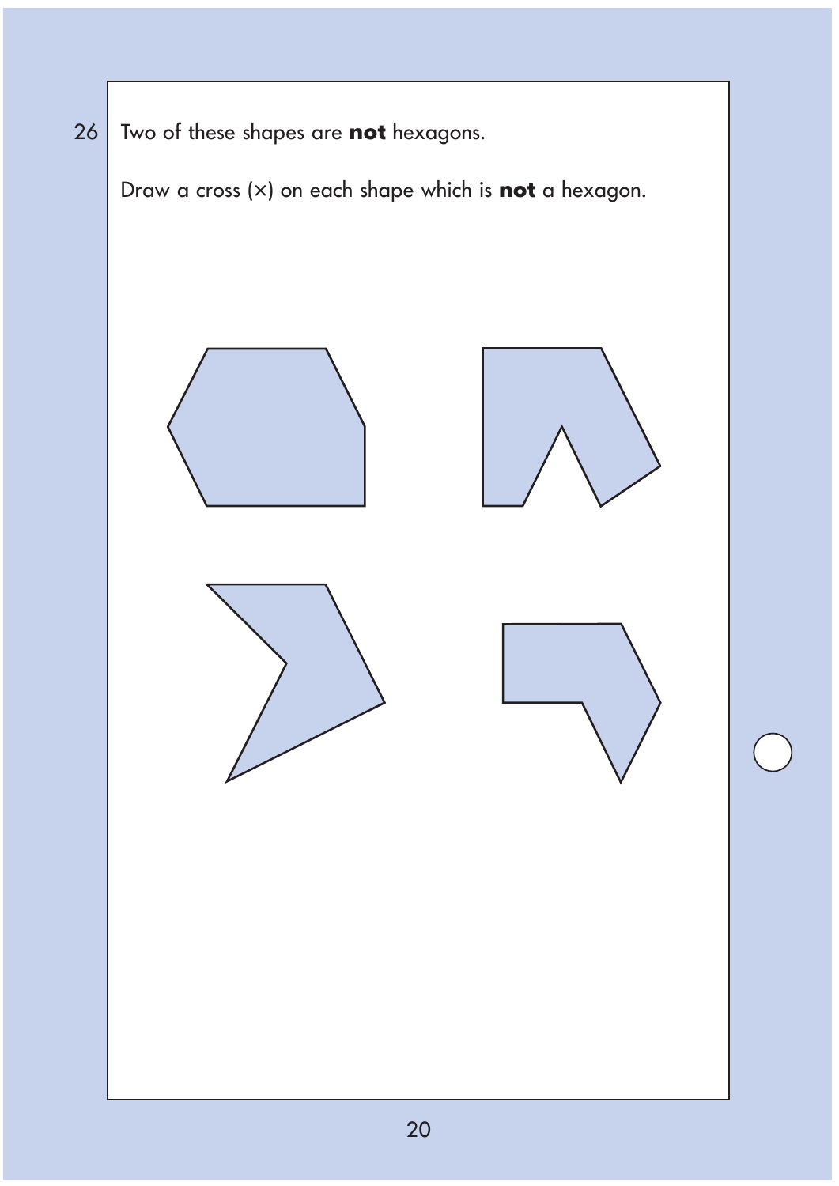26 Two of these shapes are **not** hexagons.

Draw a cross (×) on each shape which is **not** a hexagon.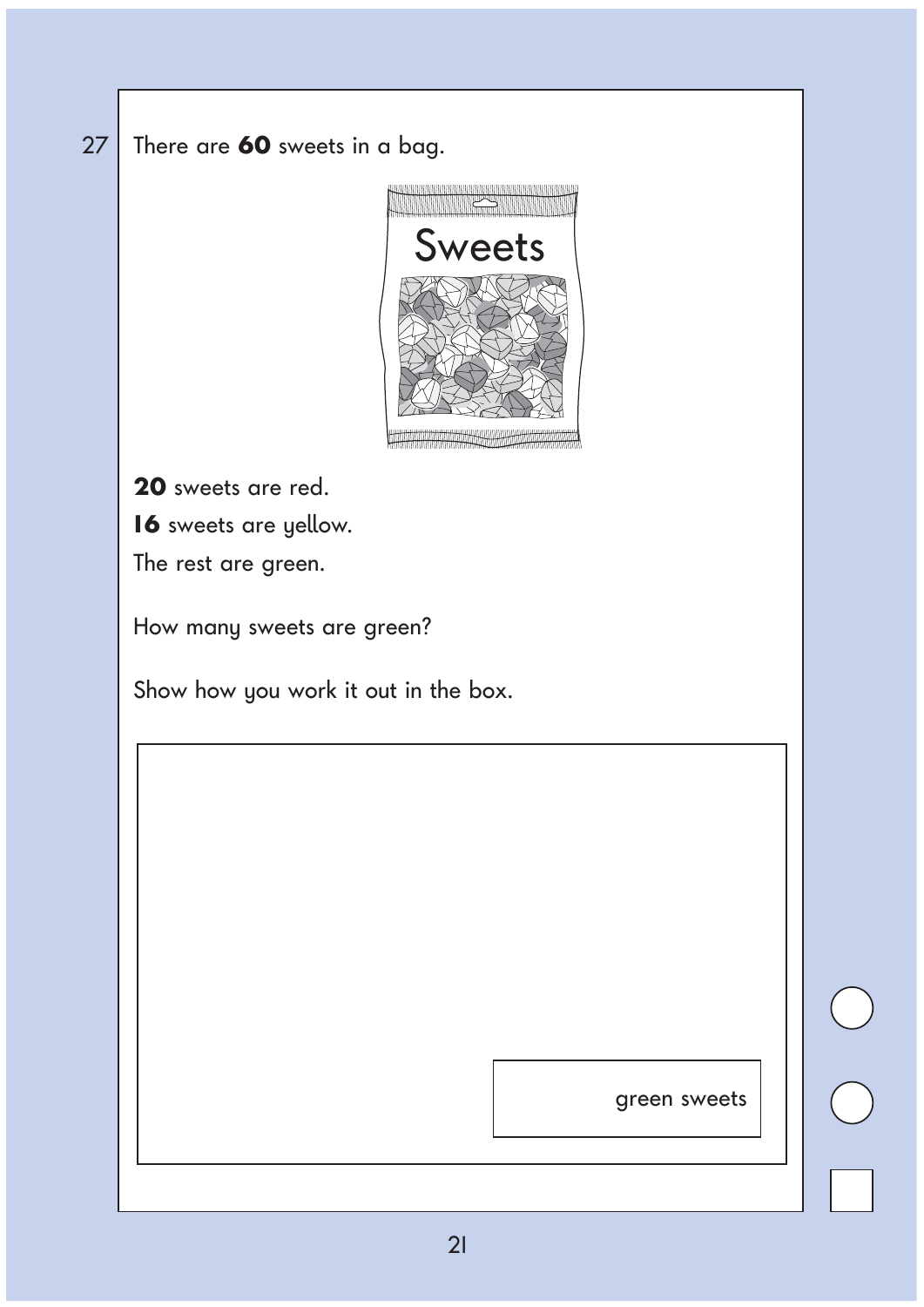27 There are **60** sweets in a bag.

**20** sweets are red.

**16** sweets are yellow.

The rest are green.

How many sweets are green?

Show how you work it out in the box.

green sweets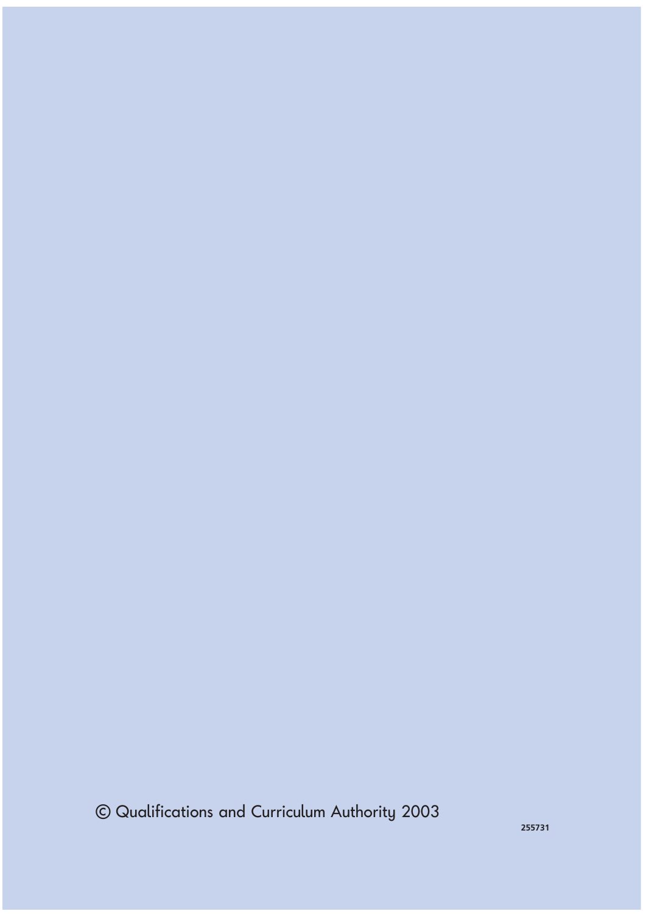© Qualifications and Curriculum Authority 2003

255731